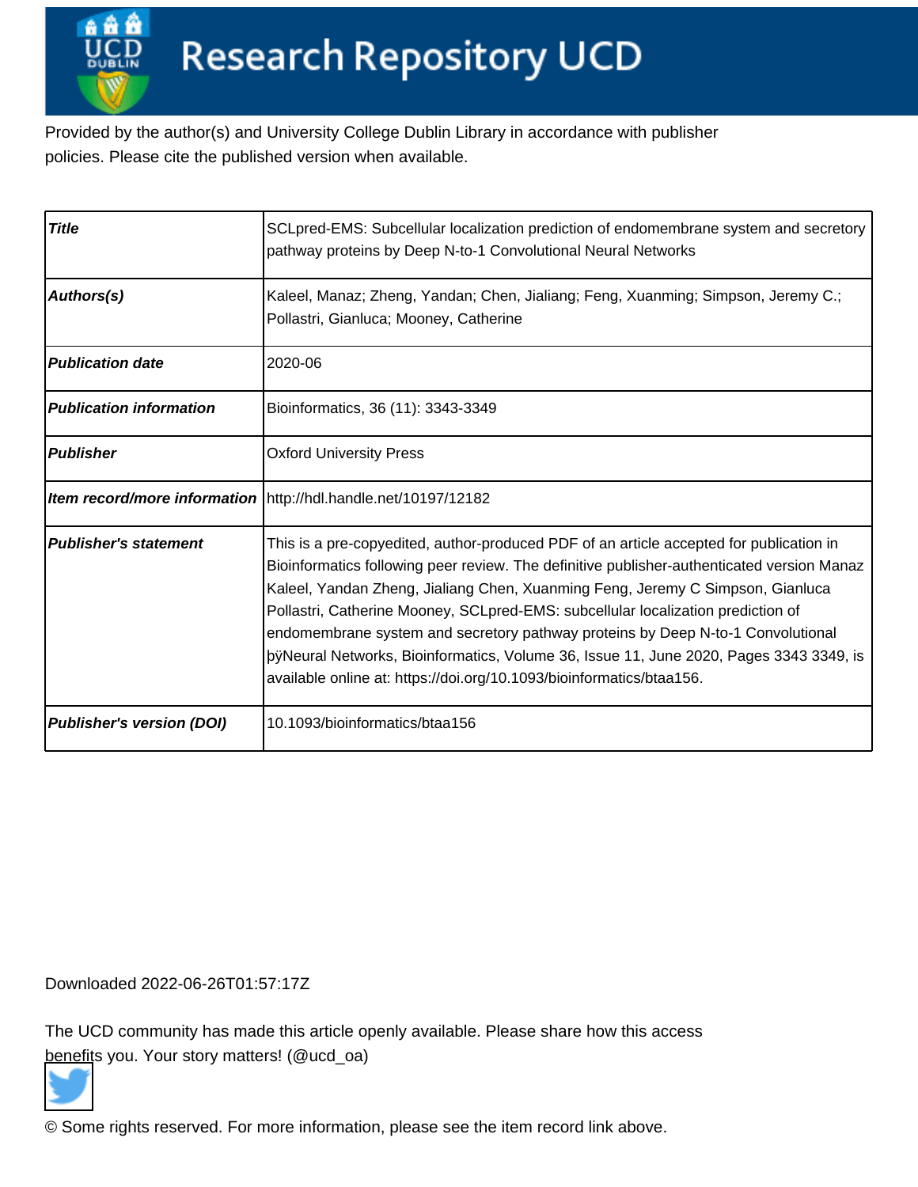# Research Repository UCD

Provided by the author(s) and University College Dublin Library in accordance with publisher policies. Please cite the published version when available.

| Title | SCLpred-EMS: Subcellular localization prediction of endomembrane system and secretory pathway proteins by Deep N-to-1 Convolutional Neural Networks |
|---|---|
| Authors(s) | Kaleel, Manaz; Zheng, Yandan; Chen, Jialiang; Feng, Xuanming; Simpson, Jeremy C.; Pollastri, Gianluca; Mooney, Catherine |
| Publication date | 2020-06 |
| Publication information | Bioinformatics, 36 (11): 3343-3349 |
| Publisher | Oxford University Press |
| Item record/more information | http://hdl.handle.net/10197/12182 |
| Publisher's statement | This is a pre-copyedited, author-produced PDF of an article accepted for publication in Bioinformatics following peer review. The definitive publisher-authenticated version Manaz Kaleel, Yandan Zheng, Jialiang Chen, Xuanming Feng, Jeremy C Simpson, Gianluca Pollastri, Catherine Mooney, SCLpred-EMS: subcellular localization prediction of endomembrane system and secretory pathway proteins by Deep N-to-1 Convolutional þÿNeural Networks, Bioinformatics, Volume 36, Issue 11, June 2020, Pages 3343 3349, is available online at: https://doi.org/10.1093/bioinformatics/btaa156. |
| Publisher's version (DOI) | 10.1093/bioinformatics/btaa156 |

Downloaded 2022-06-26T01:57:17Z

The UCD community has made this article openly available. Please share how this access benefits you. Your story matters! (@ucd_oa)

© Some rights reserved. For more information, please see the item record link above.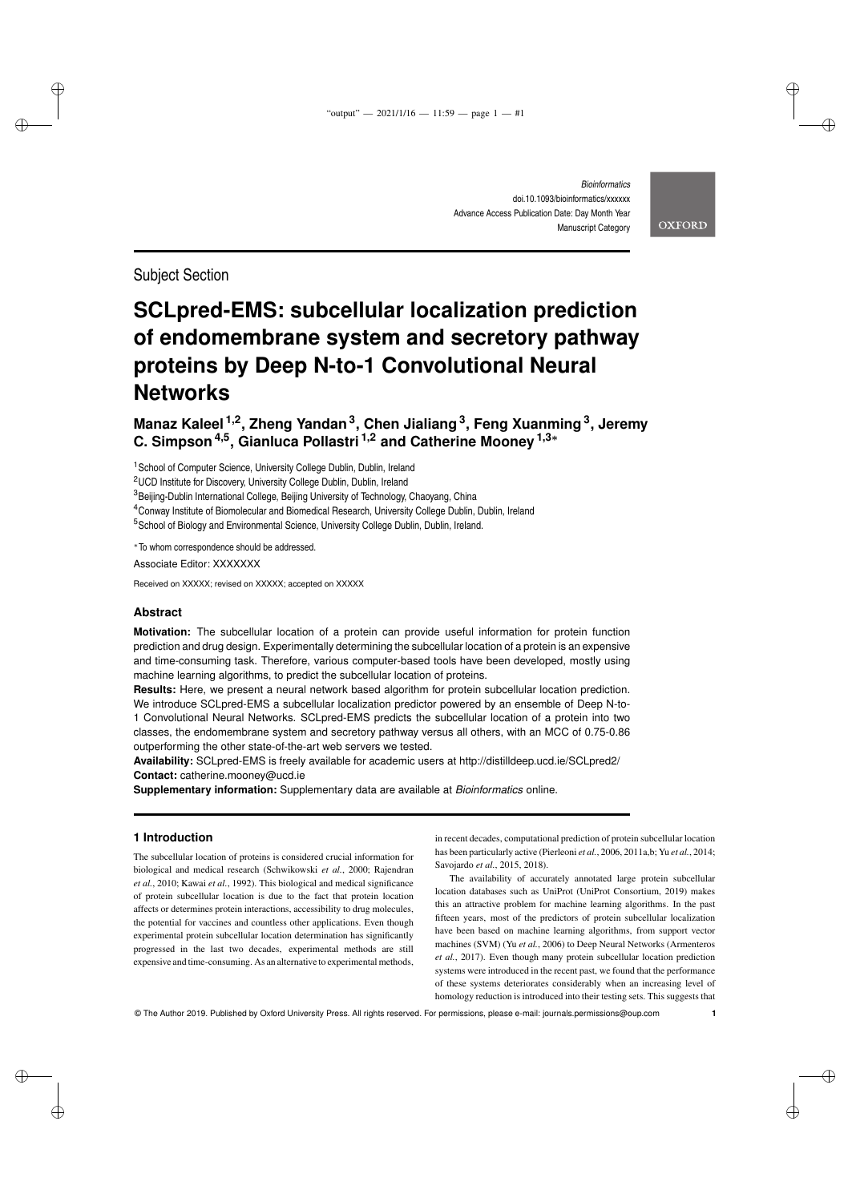Subject Section

# SCLpred-EMS: subcellular localization prediction of endomembrane system and secretory pathway proteins by Deep N-to-1 Convolutional Neural Networks

**Manaz Kaleel[1,2], Zheng Yandan[3], Chen Jialiang[3], Feng Xuanming[3], Jeremy C. Simpson[4,5], Gianluca Pollastri[1,2] and Catherine Mooney[1,3]***

[1]School of Computer Science, University College Dublin, Dublin, Ireland
[2]UCD Institute for Discovery, University College Dublin, Dublin, Ireland
[3]Beijing-Dublin International College, Beijing University of Technology, Chaoyang, China
[4]Conway Institute of Biomolecular and Biomedical Research, University College Dublin, Dublin, Ireland
[5]School of Biology and Environmental Science, University College Dublin, Dublin, Ireland.

*To whom correspondence should be addressed.

Associate Editor: XXXXXXX

Received on XXXXX; revised on XXXXX; accepted on XXXXX

## Abstract

**Motivation:** The subcellular location of a protein can provide useful information for protein function prediction and drug design. Experimentally determining the subcellular location of a protein is an expensive and time-consuming task. Therefore, various computer-based tools have been developed, mostly using machine learning algorithms, to predict the subcellular location of proteins.

**Results:** Here, we present a neural network based algorithm for protein subcellular location prediction. We introduce SCLpred-EMS a subcellular localization predictor powered by an ensemble of Deep N-to-1 Convolutional Neural Networks. SCLpred-EMS predicts the subcellular location of a protein into two classes, the endomembrane system and secretory pathway versus all others, with an MCC of 0.75-0.86 outperforming the other state-of-the-art web servers we tested.

**Availability:** SCLpred-EMS is freely available for academic users at http://distilldeep.ucd.ie/SCLpred2/

**Contact:** catherine.mooney@ucd.ie

**Supplementary information:** Supplementary data are available at *Bioinformatics* online.

## 1 Introduction

The subcellular location of proteins is considered crucial information for biological and medical research (Schwikowski *et al.*, 2000; Rajendran *et al.*, 2010; Kawai *et al.*, 1992). This biological and medical significance of protein subcellular location is due to the fact that protein location affects or determines protein interactions, accessibility to drug molecules, the potential for vaccines and countless other applications. Even though experimental protein subcellular location determination has significantly progressed in the last two decades, experimental methods are still expensive and time-consuming. As an alternative to experimental methods, in recent decades, computational prediction of protein subcellular location has been particularly active (Pierleoni *et al.*, 2006, 2011a,b; Yu *et al.*, 2014; Savojardo *et al.*, 2015, 2018).

The availability of accurately annotated large protein subcellular location databases such as UniProt (UniProt Consortium, 2019) makes this an attractive problem for machine learning algorithms. In the past fifteen years, most of the predictors of protein subcellular localization have been based on machine learning algorithms, from support vector machines (SVM) (Yu *et al.*, 2006) to Deep Neural Networks (Armenteros *et al.*, 2017). Even though many protein subcellular location prediction systems were introduced in the recent past, we found that the performance of these systems deteriorates considerably when an increasing level of homology reduction is introduced into their testing sets. This suggests that

© The Author 2019. Published by Oxford University Press. All rights reserved. For permissions, please e-mail: journals.permissions@oup.com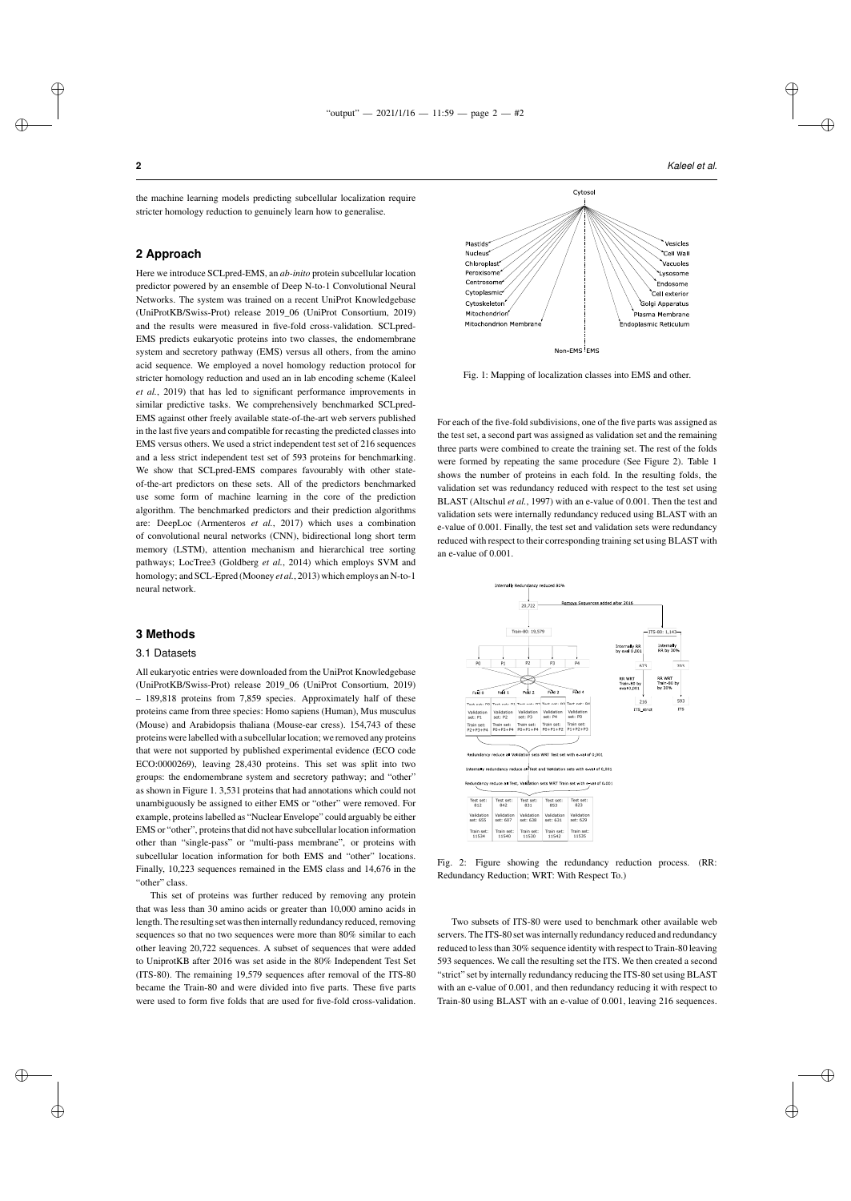the machine learning models predicting subcellular localization require stricter homology reduction to genuinely learn how to generalise.

## 2 Approach

Here we introduce SCLpred-EMS, an *ab-inito* protein subcellular location predictor powered by an ensemble of Deep N-to-1 Convolutional Neural Networks. The system was trained on a recent UniProt Knowledgebase (UniProtKB/Swiss-Prot) release 2019_06 (UniProt Consortium, 2019) and the results were measured in five-fold cross-validation. SCLpred-EMS predicts eukaryotic proteins into two classes, the endomembrane system and secretory pathway (EMS) versus all others, from the amino acid sequence. We employed a novel homology reduction protocol for stricter homology reduction and used an in lab encoding scheme (Kaleel *et al.*, 2019) that has led to significant performance improvements in similar predictive tasks. We comprehensively benchmarked SCLpred-EMS against other freely available state-of-the-art web servers published in the last five years and compatible for recasting the predicted classes into EMS versus others. We used a strict independent test set of 216 sequences and a less strict independent test set of 593 proteins for benchmarking. We show that SCLpred-EMS compares favourably with other state-of-the-art predictors on these sets. All of the predictors benchmarked use some form of machine learning in the core of the prediction algorithm. The benchmarked predictors and their prediction algorithms are: DeepLoc (Armenteros *et al.*, 2017) which uses a combination of convolutional neural networks (CNN), bidirectional long short term memory (LSTM), attention mechanism and hierarchical tree sorting pathways; LocTree3 (Goldberg *et al.*, 2014) which employs SVM and homology; and SCL-Epred (Mooney *et al.*, 2013) which employs an N-to-1 neural network.

## 3 Methods

### 3.1 Datasets

All eukaryotic entries were downloaded from the UniProt Knowledgebase (UniProtKB/Swiss-Prot) release 2019_06 (UniProt Consortium, 2019) – 189,818 proteins from 7,859 species. Approximately half of these proteins came from three species: Homo sapiens (Human), Mus musculus (Mouse) and Arabidopsis thaliana (Mouse-ear cress). 154,743 of these proteins were labelled with a subcellular location; we removed any proteins that were not supported by published experimental evidence (ECO code ECO:0000269), leaving 28,430 proteins. This set was split into two groups: the endomembrane system and secretory pathway; and "other" as shown in Figure 1. 3,531 proteins that had annotations which could not unambiguously be assigned to either EMS or "other" were removed. For example, proteins labelled as "Nuclear Envelope" could arguably be either EMS or "other", proteins that did not have subcellular location information other than "single-pass" or "multi-pass membrane", or proteins with subcellular location information for both EMS and "other" locations. Finally, 10,223 sequences remained in the EMS class and 14,676 in the "other" class.

This set of proteins was further reduced by removing any protein that was less than 30 amino acids or greater than 10,000 amino acids in length. The resulting set was then internally redundancy reduced, removing sequences so that no two sequences were more than 80% similar to each other leaving 20,722 sequences. A subset of sequences that were added to UniprotKB after 2016 was set aside in the 80% Independent Test Set (ITS-80). The remaining 19,579 sequences after removal of the ITS-80 became the Train-80 and were divided into five parts. These five parts were used to form five folds that are used for five-fold cross-validation.

Fig. 1: Mapping of localization classes into EMS and other.

For each of the five-fold subdivisions, one of the five parts was assigned as the test set, a second part was assigned as validation set and the remaining three parts were combined to create the training set. The rest of the folds were formed by repeating the same procedure (See Figure 2). Table 1 shows the number of proteins in each fold. In the resulting folds, the validation set was redundancy reduced with respect to the test set using BLAST (Altschul *et al.*, 1997) with an e-value of 0.001. Then the test and validation sets were internally redundancy reduced using BLAST with an e-value of 0.001. Finally, the test set and validation sets were redundancy reduced with respect to their corresponding training set using BLAST with an e-value of 0.001.

Fig. 2: Figure showing the redundancy reduction process. (RR: Redundancy Reduction; WRT: With Respect To.)

Two subsets of ITS-80 were used to benchmark other available web servers. The ITS-80 set was internally redundancy reduced and redundancy reduced to less than 30% sequence identity with respect to Train-80 leaving 593 sequences. We call the resulting set the ITS. We then created a second "strict" set by internally redundancy reducing the ITS-80 set using BLAST with an e-value of 0.001, and then redundancy reducing it with respect to Train-80 using BLAST with an e-value of 0.001, leaving 216 sequences.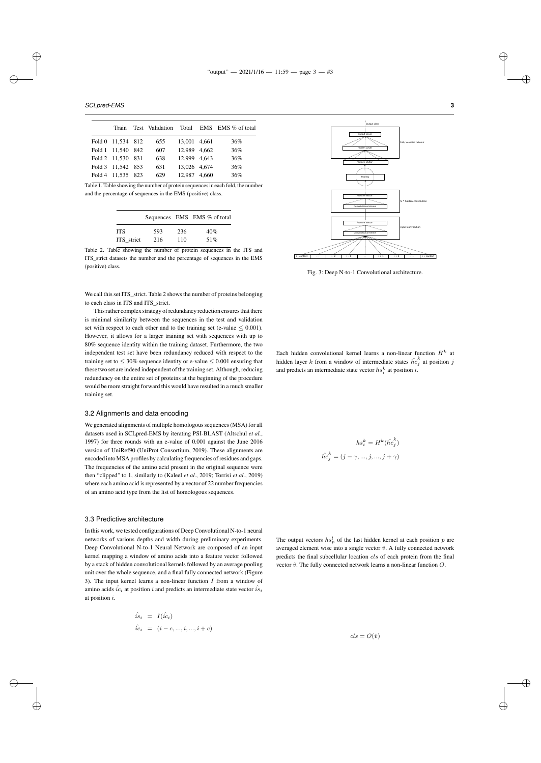|  | Train | Test | Validation | Total | EMS | EMS % of total |
|---|---|---|---|---|---|---|
| Fold 0 | 11,534 | 812 | 655 | 13,001 | 4,661 | 36% |
| Fold 1 | 11,540 | 842 | 607 | 12,989 | 4,662 | 36% |
| Fold 2 | 11,530 | 831 | 638 | 12,999 | 4,643 | 36% |
| Fold 3 | 11,542 | 853 | 631 | 13,026 | 4,674 | 36% |
| Fold 4 | 11,535 | 823 | 629 | 12,987 | 4,660 | 36% |

Table 1. Table showing the number of protein sequences in each fold, the number and the percentage of sequences in the EMS (positive) class.

|  | Sequences | EMS | EMS % of total |
|---|---|---|---|
| ITS | 593 | 236 | 40% |
| ITS_strict | 216 | 110 | 51% |

Table 2. Table showing the number of protein sequences in the ITS and ITS_strict datasets the number and the percentage of sequences in the EMS (positive) class.

We call this set ITS_strict. Table 2 shows the number of proteins belonging to each class in ITS and ITS_strict.

This rather complex strategy of redundancy reduction ensures that there is minimal similarity between the sequences in the test and validation set with respect to each other and to the training set (e-value $\leq 0.001$). However, it allows for a larger training set with sequences with up to 80% sequence identity within the training dataset. Furthermore, the two independent test set have been redundancy reduced with respect to the training set to $\leq 30\%$ sequence identity or e-value $\leq 0.001$ ensuring that these two set are indeed independent of the training set. Although, reducing redundancy on the entire set of proteins at the beginning of the procedure would be more straight forward this would have resulted in a much smaller training set.

## 3.2 Alignments and data encoding

We generated alignments of multiple homologous sequences (MSA) for all datasets used in SCLpred-EMS by iterating PSI-BLAST (Altschul *et al.*, 1997) for three rounds with an e-value of 0.001 against the June 2016 version of UniRef90 (UniProt Consortium, 2019). These alignments are encoded into MSA profiles by calculating frequencies of residues and gaps. The frequencies of the amino acid present in the original sequence were then "clipped" to 1, similarly to (Kaleel *et al.*, 2019; Torrisi *et al.*, 2019) where each amino acid is represented by a vector of 22 number frequencies of an amino acid type from the list of homologous sequences.

## 3.3 Predictive architecture

In this work, we tested configurations of Deep Convolutional N-to-1 neural networks of various depths and width during preliminary experiments. Deep Convolutional N-to-1 Neural Network are composed of an input kernel mapping a window of amino acids into a feature vector followed by a stack of hidden convolutional kernels followed by an average pooling unit over the whole sequence, and a final fully connected network (Figure 3). The input kernel learns a non-linear function $I$ from a window of amino acids $\hat{ic}_i$ at position $i$ and predicts an intermediate state vector $\hat{is}_i$ at position $i$.

$$\hat{is}_i = I(\hat{ic}_i)$$
$$\hat{ic}_i = (i-c, ..., i, ..., i+c)$$

Fig. 3: Deep N-to-1 Convolutional architecture.

Each hidden convolutional kernel learns a non-linear function $H^k$ at hidden layer $k$ from a window of intermediate states $\hat{hc}_j^k$ at position $j$ and predicts an intermediate state vector $hs_i^k$ at position $i$.

$$hs_i^k = H^k(\hat{hc}_j^k)$$
$$\hat{hc}_j^k = (j-\gamma, ..., j, ..., j+\gamma)$$

The output vectors $hs_p^l$ of the last hidden kernel at each position $p$ are averaged element wise into a single vector $\hat{v}$. A fully connected network predicts the final subcellular location $cls$ of each protein from the final vector $\hat{v}$. The fully connected network learns a non-linear function $O$.

$$cls = O(\hat{v})$$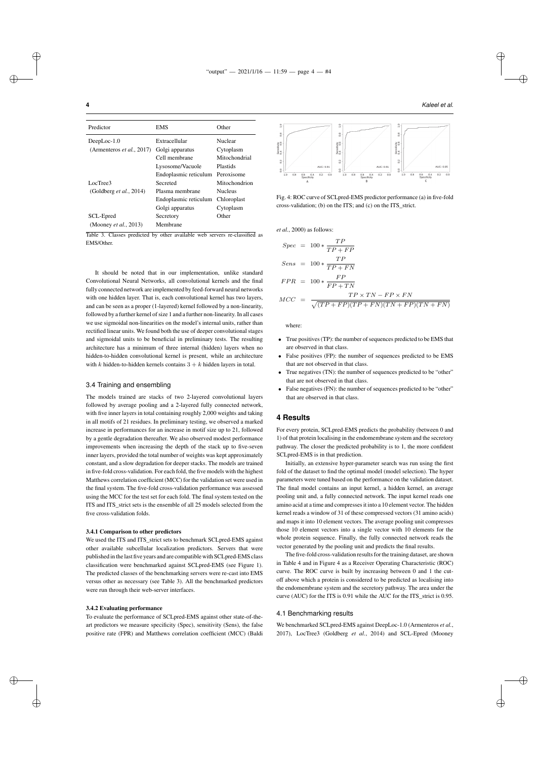| Predictor | EMS | Other |
|---|---|---|
| DeepLoc-1.0 | Extracellular | Nuclear |
| (Armenteros *et al.*, 2017) | Golgi apparatus | Cytoplasm |
| | Cell membrane | Mitochondrial |
| | Lysosome/Vacuole | Plastids |
| | Endoplasmic reticulum | Peroxisome |
| LocTree3 | Secreted | Mitochondrion |
| (Goldberg *et al.*, 2014) | Plasma membrane | Nucleus |
| | Endoplasmic reticulum | Chloroplast |
| | Golgi apparatus | Cytoplasm |
| SCL-Epred | Secretory | Other |
| (Mooney *et al.*, 2013) | Membrane | |

Table 3. Classes predicted by other available web servers re-classified as EMS/Other.

It should be noted that in our implementation, unlike standard Convolutional Neural Networks, all convolutional kernels and the final fully connected network are implemented by feed-forward neural networks with one hidden layer. That is, each convolutional kernel has two layers, and can be seen as a proper (1-layered) kernel followed by a non-linearity, followed by a further kernel of size 1 and a further non-linearity. In all cases we use sigmoidal non-linearities on the model's internal units, rather than rectified linear units. We found both the use of deeper convolutional stages and sigmoidal units to be beneficial in preliminary tests. The resulting architecture has a minimum of three internal (hidden) layers when no hidden-to-hidden convolutional kernel is present, while an architecture with $k$ hidden-to-hidden kernels contains $3 + k$ hidden layers in total.

### 3.4 Training and ensembling

The models trained are stacks of two 2-layered convolutional layers followed by average pooling and a 2-layered fully connected network, with five inner layers in total containing roughly 2,000 weights and taking in all motifs of 21 residues. In preliminary testing, we observed a marked increase in performances for an increase in motif size up to 21, followed by a gentle degradation thereafter. We also observed modest performance improvements when increasing the depth of the stack up to five-seven inner layers, provided the total number of weights was kept approximately constant, and a slow degradation for deeper stacks. The models are trained in five-fold cross-validation. For each fold, the five models with the highest Matthews correlation coefficient (MCC) for the validation set were used in the final system. The five-fold cross-validation performance was assessed using the MCC for the test set for each fold. The final system tested on the ITS and ITS_strict sets is the ensemble of all 25 models selected from the five cross-validation folds.

#### 3.4.1 Comparison to other predictors

We used the ITS and ITS_strict sets to benchmark SCLpred-EMS against other available subcellular localization predictors. Servers that were published in the last five years and are compatible with SCLpred-EMS class classification were benchmarked against SCLpred-EMS (see Figure 1). The predicted classes of the benchmarking servers were re-cast into EMS versus other as necessary (see Table 3). All the benchmarked predictors were run through their web-server interfaces.

#### 3.4.2 Evaluating performance

To evaluate the performance of SCLpred-EMS against other state-of-the-art predictors we measure specificity (Spec), sensitivity (Sens), the false positive rate (FPR) and Matthews correlation coefficient (MCC) (Baldi *et al.*, 2000) as follows:

$$Spec = 100 * \frac{TP}{TP + FP}$$

$$Sens = 100 * \frac{TP}{TP + FN}$$

$$FPR = 100 * \frac{FP}{FP + TN}$$

$$MCC = \frac{TP \times TN - FP \times FN}{\sqrt{(TP + FP)(TP + FN)(TN + FP)(TN + FN)}}$$

where:

- True positives (TP): the number of sequences predicted to be EMS that are observed in that class.
- False positives (FP): the number of sequences predicted to be EMS that are not observed in that class.
- True negatives (TN): the number of sequences predicted to be "other" that are not observed in that class.
- False negatives (FN): the number of sequences predicted to be "other" that are observed in that class.

Fig. 4: ROC curve of SCLpred-EMS predictor performance (a) in five-fold cross-validation; (b) on the ITS; and (c) on the ITS_strict.

## 4 Results

For every protein, SCLpred-EMS predicts the probability (between 0 and 1) of that protein localising in the endomembrane system and the secretory pathway. The closer the predicted probability is to 1, the more confident SCLpred-EMS is in that prediction.

Initially, an extensive hyper-parameter search was run using the first fold of the dataset to find the optimal model (model selection). The hyper parameters were tuned based on the performance on the validation dataset. The final model contains an input kernel, a hidden kernel, an average pooling unit and, a fully connected network. The input kernel reads one amino acid at a time and compresses it into a 10 element vector. The hidden kernel reads a window of 31 of these compressed vectors (31 amino acids) and maps it into 10 element vectors. The average pooling unit compresses those 10 element vectors into a single vector with 10 elements for the whole protein sequence. Finally, the fully connected network reads the vector generated by the pooling unit and predicts the final results.

The five-fold cross-validation results for the training dataset, are shown in Table 4 and in Figure 4 as a Receiver Operating Characteristic (ROC) curve. The ROC curve is built by increasing between 0 and 1 the cut-off above which a protein is considered to be predicted as localising into the endomembrane system and the secretory pathway. The area under the curve (AUC) for the ITS is 0.91 while the AUC for the ITS_strict is 0.95.

### 4.1 Benchmarking results

We benchmarked SCLpred-EMS against DeepLoc-1.0 (Armenteros *et al.*, 2017), LocTree3 (Goldberg *et al.*, 2014) and SCL-Epred (Mooney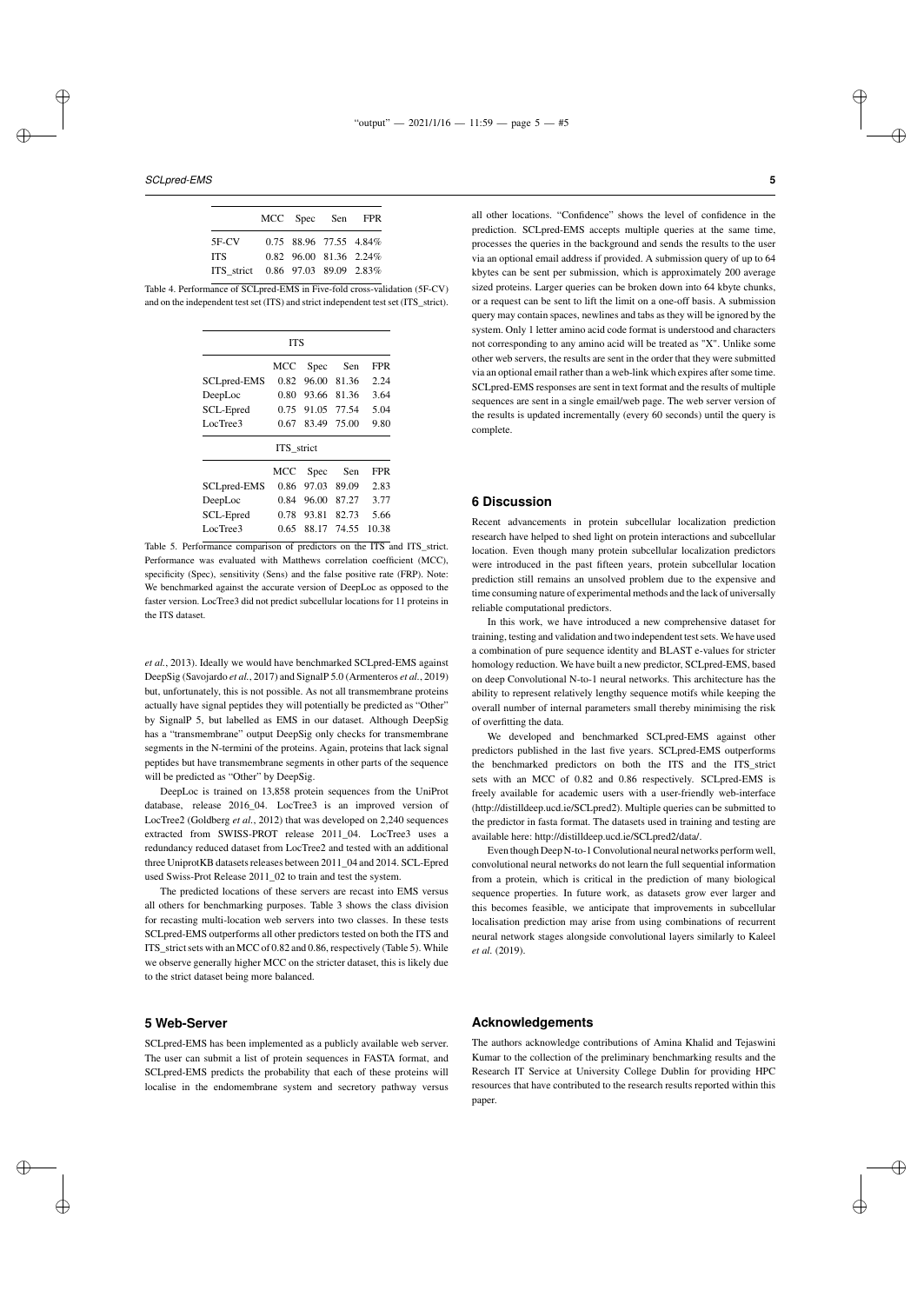|  | MCC | Spec | Sen | FPR |
|---|---|---|---|---|
| 5F-CV | 0.75 | 88.96 | 77.55 | 4.84% |
| ITS | 0.82 | 96.00 | 81.36 | 2.24% |
| ITS_strict | 0.86 | 97.03 | 89.09 | 2.83% |

Table 4. Performance of SCLpred-EMS in Five-fold cross-validation (5F-CV) and on the independent test set (ITS) and strict independent test set (ITS_strict).

| ITS | | | | |
|---|---|---|---|---|
|  | MCC | Spec | Sen | FPR |
| SCLpred-EMS | 0.82 | 96.00 | 81.36 | 2.24 |
| DeepLoc | 0.80 | 93.66 | 81.36 | 3.64 |
| SCL-Epred | 0.75 | 91.05 | 77.54 | 5.04 |
| LocTree3 | 0.67 | 83.49 | 75.00 | 9.80 |
| ITS_strict | | | | |
|  | MCC | Spec | Sen | FPR |
| SCLpred-EMS | 0.86 | 97.03 | 89.09 | 2.83 |
| DeepLoc | 0.84 | 96.00 | 87.27 | 3.77 |
| SCL-Epred | 0.78 | 93.81 | 82.73 | 5.66 |
| LocTree3 | 0.65 | 88.17 | 74.55 | 10.38 |

Table 5. Performance comparison of predictors on the ITS and ITS_strict. Performance was evaluated with Matthews correlation coefficient (MCC), specificity (Spec), sensitivity (Sens) and the false positive rate (FRP). Note: We benchmarked against the accurate version of DeepLoc as opposed to the faster version. LocTree3 did not predict subcellular locations for 11 proteins in the ITS dataset.

*et al.*, 2013). Ideally we would have benchmarked SCLpred-EMS against DeepSig (Savojardo *et al.*, 2017) and SignalP 5.0 (Armenteros *et al.*, 2019) but, unfortunately, this is not possible. As not all transmembrane proteins actually have signal peptides they will potentially be predicted as "Other" by SignalP 5, but labelled as EMS in our dataset. Although DeepSig has a "transmembrane" output DeepSig only checks for transmembrane segments in the N-termini of the proteins. Again, proteins that lack signal peptides but have transmembrane segments in other parts of the sequence will be predicted as "Other" by DeepSig.

DeepLoc is trained on 13,858 protein sequences from the UniProt database, release 2016_04. LocTree3 is an improved version of LocTree2 (Goldberg *et al.*, 2012) that was developed on 2,240 sequences extracted from SWISS-PROT release 2011_04. LocTree3 uses a redundancy reduced dataset from LocTree2 and tested with an additional three UniprotKB datasets releases between 2011_04 and 2014. SCL-Epred used Swiss-Prot Release 2011_02 to train and test the system.

The predicted locations of these servers are recast into EMS versus all others for benchmarking purposes. Table 3 shows the class division for recasting multi-location web servers into two classes. In these tests SCLpred-EMS outperforms all other predictors tested on both the ITS and ITS_strict sets with an MCC of 0.82 and 0.86, respectively (Table 5). While we observe generally higher MCC on the stricter dataset, this is likely due to the strict dataset being more balanced.

## 5 Web-Server

SCLpred-EMS has been implemented as a publicly available web server. The user can submit a list of protein sequences in FASTA format, and SCLpred-EMS predicts the probability that each of these proteins will localise in the endomembrane system and secretory pathway versus all other locations. "Confidence" shows the level of confidence in the prediction. SCLpred-EMS accepts multiple queries at the same time, processes the queries in the background and sends the results to the user via an optional email address if provided. A submission query of up to 64 kbytes can be sent per submission, which is approximately 200 average sized proteins. Larger queries can be broken down into 64 kbyte chunks, or a request can be sent to lift the limit on a one-off basis. A submission query may contain spaces, newlines and tabs as they will be ignored by the system. Only 1 letter amino acid code format is understood and characters not corresponding to any amino acid will be treated as "X". Unlike some other web servers, the results are sent in the order that they were submitted via an optional email rather than a web-link which expires after some time. SCLpred-EMS responses are sent in text format and the results of multiple sequences are sent in a single email/web page. The web server version of the results is updated incrementally (every 60 seconds) until the query is complete.

## 6 Discussion

Recent advancements in protein subcellular localization prediction research have helped to shed light on protein interactions and subcellular location. Even though many protein subcellular localization predictors were introduced in the past fifteen years, protein subcellular location prediction still remains an unsolved problem due to the expensive and time consuming nature of experimental methods and the lack of universally reliable computational predictors.

In this work, we have introduced a new comprehensive dataset for training, testing and validation and two independent test sets. We have used a combination of pure sequence identity and BLAST e-values for stricter homology reduction. We have built a new predictor, SCLpred-EMS, based on deep Convolutional N-to-1 neural networks. This architecture has the ability to represent relatively lengthy sequence motifs while keeping the overall number of internal parameters small thereby minimising the risk of overfitting the data.

We developed and benchmarked SCLpred-EMS against other predictors published in the last five years. SCLpred-EMS outperforms the benchmarked predictors on both the ITS and the ITS_strict sets with an MCC of 0.82 and 0.86 respectively. SCLpred-EMS is freely available for academic users with a user-friendly web-interface (http://distilldeep.ucd.ie/SCLpred2). Multiple queries can be submitted to the predictor in fasta format. The datasets used in training and testing are available here: http://distilldeep.ucd.ie/SCLpred2/data/.

Even though Deep N-to-1 Convolutional neural networks perform well, convolutional neural networks do not learn the full sequential information from a protein, which is critical in the prediction of many biological sequence properties. In future work, as datasets grow ever larger and this becomes feasible, we anticipate that improvements in subcellular localisation prediction may arise from using combinations of recurrent neural network stages alongside convolutional layers similarly to Kaleel *et al.* (2019).

## Acknowledgements

The authors acknowledge contributions of Amina Khalid and Tejaswini Kumar to the collection of the preliminary benchmarking results and the Research IT Service at University College Dublin for providing HPC resources that have contributed to the research results reported within this paper.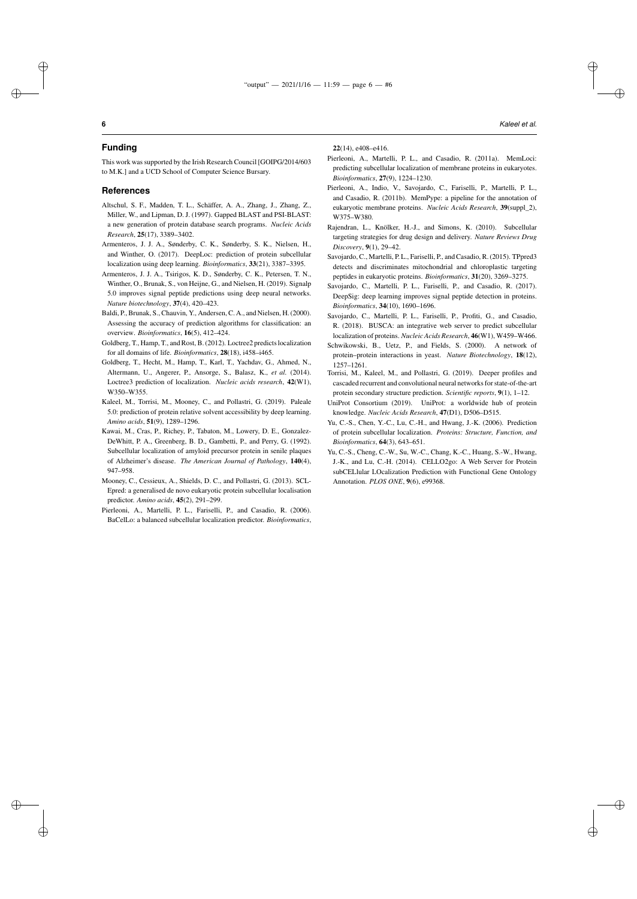## Funding

This work was supported by the Irish Research Council [GOIPG/2014/603 to M.K.] and a UCD School of Computer Science Bursary.

## References

Altschul, S. F., Madden, T. L., Schäffer, A. A., Zhang, J., Zhang, Z., Miller, W., and Lipman, D. J. (1997). Gapped BLAST and PSI-BLAST: a new generation of protein database search programs. *Nucleic Acids Research*, **25**(17), 3389–3402.

Armenteros, J. J. A., Sønderby, C. K., Sønderby, S. K., Nielsen, H., and Winther, O. (2017). DeepLoc: prediction of protein subcellular localization using deep learning. *Bioinformatics*, **33**(21), 3387–3395.

Armenteros, J. J. A., Tsirigos, K. D., Sønderby, C. K., Petersen, T. N., Winther, O., Brunak, S., von Heijne, G., and Nielsen, H. (2019). Signalp 5.0 improves signal peptide predictions using deep neural networks. *Nature biotechnology*, **37**(4), 420–423.

Baldi, P., Brunak, S., Chauvin, Y., Andersen, C. A., and Nielsen, H. (2000). Assessing the accuracy of prediction algorithms for classification: an overview. *Bioinformatics*, **16**(5), 412–424.

Goldberg, T., Hamp, T., and Rost, B. (2012). Loctree2 predicts localization for all domains of life. *Bioinformatics*, **28**(18), i458–i465.

Goldberg, T., Hecht, M., Hamp, T., Karl, T., Yachdav, G., Ahmed, N., Altermann, U., Angerer, P., Ansorge, S., Balasz, K., *et al.* (2014). Loctree3 prediction of localization. *Nucleic acids research*, **42**(W1), W350–W355.

Kaleel, M., Torrisi, M., Mooney, C., and Pollastri, G. (2019). Paleale 5.0: prediction of protein relative solvent accessibility by deep learning. *Amino acids*, **51**(9), 1289–1296.

Kawai, M., Cras, P., Richey, P., Tabaton, M., Lowery, D. E., Gonzalez-DeWhitt, P. A., Greenberg, B. D., Gambetti, P., and Perry, G. (1992). Subcellular localization of amyloid precursor protein in senile plaques of Alzheimer's disease. *The American Journal of Pathology*, **140**(4), 947–958.

Mooney, C., Cessieux, A., Shields, D. C., and Pollastri, G. (2013). SCL-Epred: a generalised de novo eukaryotic protein subcellular localisation predictor. *Amino acids*, **45**(2), 291–299.

Pierleoni, A., Martelli, P. L., Fariselli, P., and Casadio, R. (2006). BaCelLo: a balanced subcellular localization predictor. *Bioinformatics*, **22**(14), e408–e416.

Pierleoni, A., Martelli, P. L., and Casadio, R. (2011a). MemLoci: predicting subcellular localization of membrane proteins in eukaryotes. *Bioinformatics*, **27**(9), 1224–1230.

Pierleoni, A., Indio, V., Savojardo, C., Fariselli, P., Martelli, P. L., and Casadio, R. (2011b). MemPype: a pipeline for the annotation of eukaryotic membrane proteins. *Nucleic Acids Research*, **39**(suppl_2), W375–W380.

Rajendran, L., Knölker, H.-J., and Simons, K. (2010). Subcellular targeting strategies for drug design and delivery. *Nature Reviews Drug Discovery*, **9**(1), 29–42.

Savojardo, C., Martelli, P. L., Fariselli, P., and Casadio, R. (2015). TPpred3 detects and discriminates mitochondrial and chloroplastic targeting peptides in eukaryotic proteins. *Bioinformatics*, **31**(20), 3269–3275.

Savojardo, C., Martelli, P. L., Fariselli, P., and Casadio, R. (2017). DeepSig: deep learning improves signal peptide detection in proteins. *Bioinformatics*, **34**(10), 1690–1696.

Savojardo, C., Martelli, P. L., Fariselli, P., Profiti, G., and Casadio, R. (2018). BUSCA: an integrative web server to predict subcellular localization of proteins. *Nucleic Acids Research*, **46**(W1), W459–W466.

Schwikowski, B., Uetz, P., and Fields, S. (2000). A network of protein–protein interactions in yeast. *Nature Biotechnology*, **18**(12), 1257–1261.

Torrisi, M., Kaleel, M., and Pollastri, G. (2019). Deeper profiles and cascaded recurrent and convolutional neural networks for state-of-the-art protein secondary structure prediction. *Scientific reports*, **9**(1), 1–12.

UniProt Consortium (2019). UniProt: a worldwide hub of protein knowledge. *Nucleic Acids Research*, **47**(D1), D506–D515.

Yu, C.-S., Chen, Y.-C., Lu, C.-H., and Hwang, J.-K. (2006). Prediction of protein subcellular localization. *Proteins: Structure, Function, and Bioinformatics*, **64**(3), 643–651.

Yu, C.-S., Cheng, C.-W., Su, W.-C., Chang, K.-C., Huang, S.-W., Hwang, J.-K., and Lu, C.-H. (2014). CELLO2go: A Web Server for Protein subCELlular LOcalization Prediction with Functional Gene Ontology Annotation. *PLOS ONE*, **9**(6), e99368.